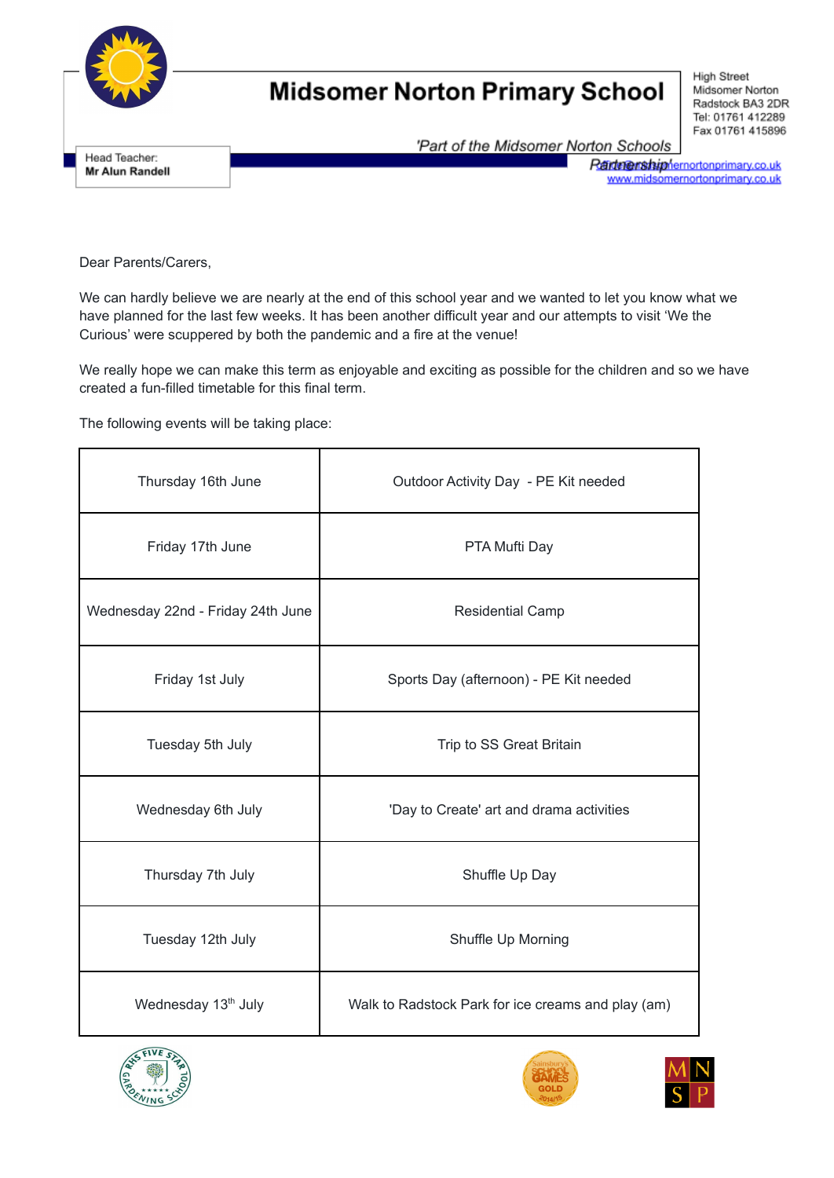# Midsomer Norton Primary School

*'Part of the Midsomer Norton Schools Partnership'*

Head Teacher:
**Mr Alun Randell**

High Street
Midsomer Norton
Radstock BA3 2DR
Tel: 01761 412289
Fax 01761 415896
office@midsomernortonprimary.co.uk
www.midsomernortonprimary.co.uk

Dear Parents/Carers,

We can hardly believe we are nearly at the end of this school year and we wanted to let you know what we have planned for the last few weeks. It has been another difficult year and our attempts to visit 'We the Curious' were scuppered by both the pandemic and a fire at the venue!

We really hope we can make this term as enjoyable and exciting as possible for the children and so we have created a fun-filled timetable for this final term.

The following events will be taking place:

| Date | Event |
|---|---|
| Thursday 16th June | Outdoor Activity Day - PE Kit needed |
| Friday 17th June | PTA Mufti Day |
| Wednesday 22nd - Friday 24th June | Residential Camp |
| Friday 1st July | Sports Day (afternoon) - PE Kit needed |
| Tuesday 5th July | Trip to SS Great Britain |
| Wednesday 6th July | 'Day to Create' art and drama activities |
| Thursday 7th July | Shuffle Up Day |
| Tuesday 12th July | Shuffle Up Morning |
| Wednesday 13th July | Walk to Radstock Park for ice creams and play (am) |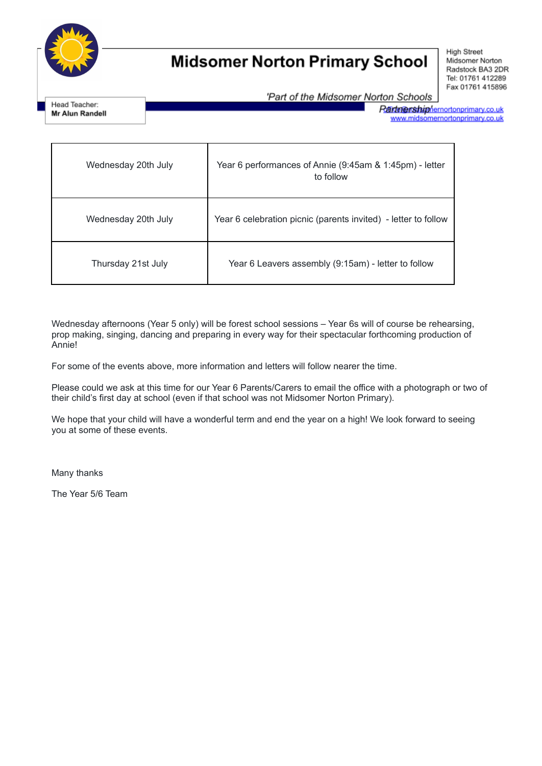# Midsomer Norton Primary School

*'Part of the Midsomer Norton Schools Partnership'*

Head Teacher:
**Mr Alun Randell**

High Street
Midsomer Norton
Radstock BA3 2DR
Tel: 01761 412289
Fax 01761 415896

office@midsomernortonprimary.co.uk
www.midsomernortonprimary.co.uk

| | |
|---|---|
| Wednesday 20th July | Year 6 performances of Annie (9:45am & 1:45pm) - letter to follow |
| Wednesday 20th July | Year 6 celebration picnic (parents invited) - letter to follow |
| Thursday 21st July | Year 6 Leavers assembly (9:15am) - letter to follow |

Wednesday afternoons (Year 5 only) will be forest school sessions – Year 6s will of course be rehearsing, prop making, singing, dancing and preparing in every way for their spectacular forthcoming production of Annie!

For some of the events above, more information and letters will follow nearer the time.

Please could we ask at this time for our Year 6 Parents/Carers to email the office with a photograph or two of their child's first day at school (even if that school was not Midsomer Norton Primary).

We hope that your child will have a wonderful term and end the year on a high! We look forward to seeing you at some of these events.

Many thanks

The Year 5/6 Team